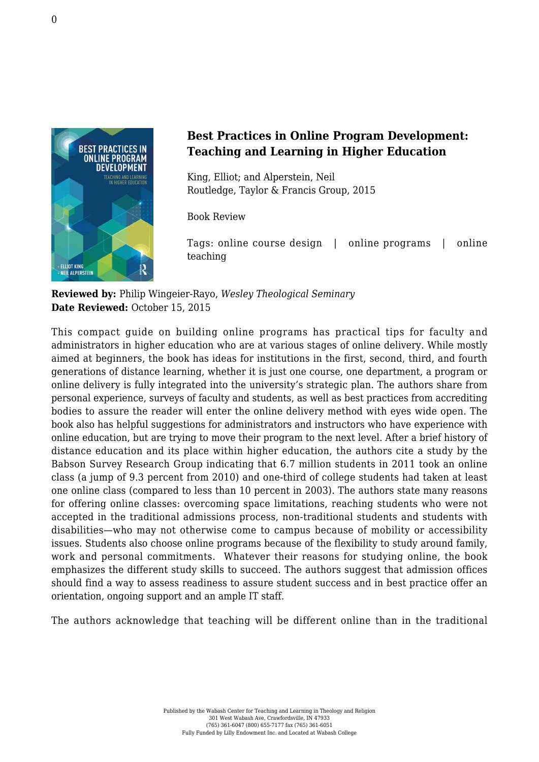# Best Practices in Online Program Development: Teaching and Learning in Higher Education

King, Elliot; and Alperstein, Neil
Routledge, Taylor & Francis Group, 2015

Book Review

Tags: online course design | online programs | online teaching

**Reviewed by:** Philip Wingeier-Rayo, *Wesley Theological Seminary*
**Date Reviewed:** October 15, 2015

This compact guide on building online programs has practical tips for faculty and administrators in higher education who are at various stages of online delivery. While mostly aimed at beginners, the book has ideas for institutions in the first, second, third, and fourth generations of distance learning, whether it is just one course, one department, a program or online delivery is fully integrated into the university's strategic plan. The authors share from personal experience, surveys of faculty and students, as well as best practices from accrediting bodies to assure the reader will enter the online delivery method with eyes wide open. The book also has helpful suggestions for administrators and instructors who have experience with online education, but are trying to move their program to the next level. After a brief history of distance education and its place within higher education, the authors cite a study by the Babson Survey Research Group indicating that 6.7 million students in 2011 took an online class (a jump of 9.3 percent from 2010) and one-third of college students had taken at least one online class (compared to less than 10 percent in 2003). The authors state many reasons for offering online classes: overcoming space limitations, reaching students who were not accepted in the traditional admissions process, non-traditional students and students with disabilities—who may not otherwise come to campus because of mobility or accessibility issues. Students also choose online programs because of the flexibility to study around family, work and personal commitments. Whatever their reasons for studying online, the book emphasizes the different study skills to succeed. The authors suggest that admission offices should find a way to assess readiness to assure student success and in best practice offer an orientation, ongoing support and an ample IT staff.

The authors acknowledge that teaching will be different online than in the traditional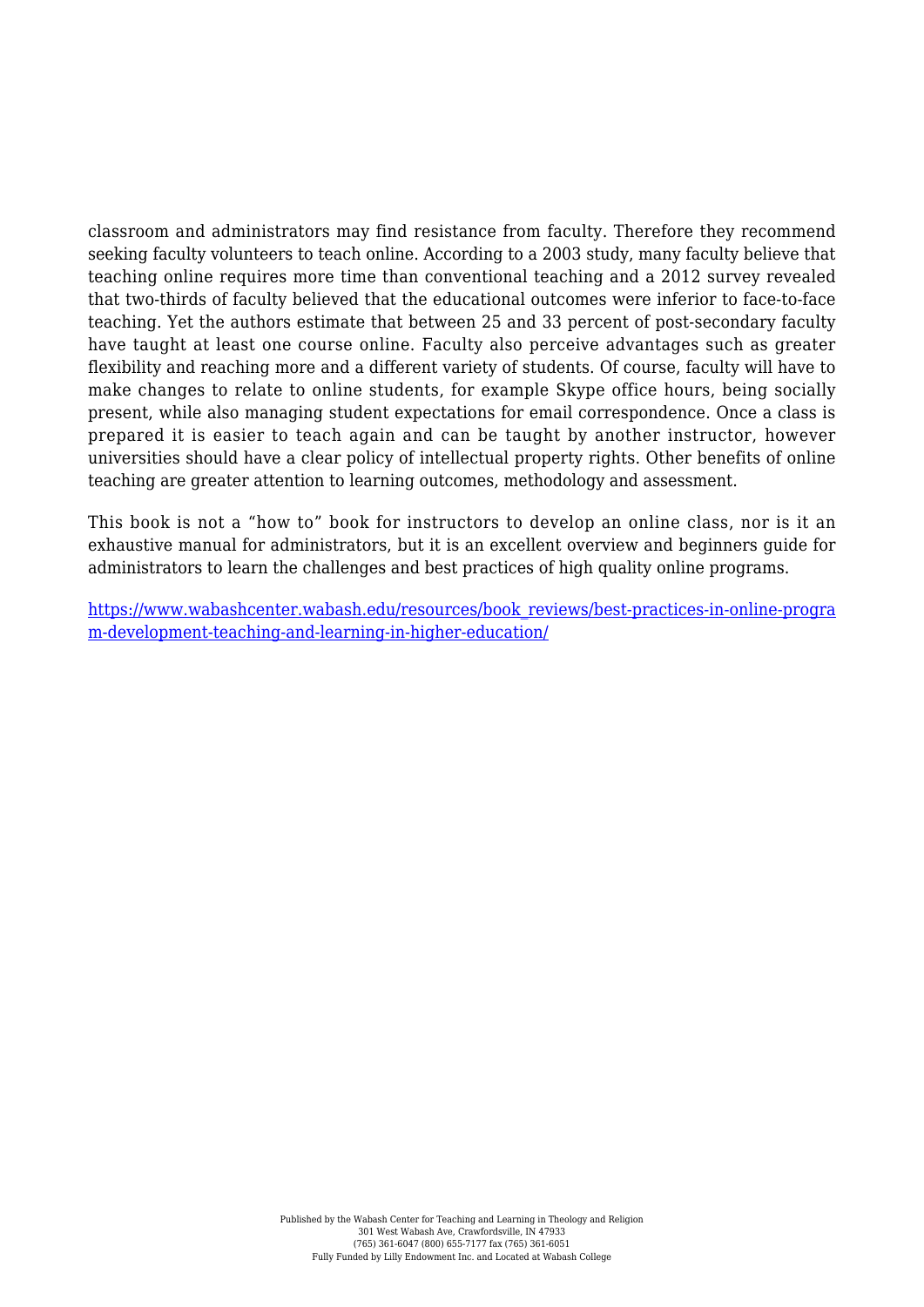classroom and administrators may find resistance from faculty. Therefore they recommend seeking faculty volunteers to teach online. According to a 2003 study, many faculty believe that teaching online requires more time than conventional teaching and a 2012 survey revealed that two-thirds of faculty believed that the educational outcomes were inferior to face-to-face teaching. Yet the authors estimate that between 25 and 33 percent of post-secondary faculty have taught at least one course online. Faculty also perceive advantages such as greater flexibility and reaching more and a different variety of students. Of course, faculty will have to make changes to relate to online students, for example Skype office hours, being socially present, while also managing student expectations for email correspondence. Once a class is prepared it is easier to teach again and can be taught by another instructor, however universities should have a clear policy of intellectual property rights. Other benefits of online teaching are greater attention to learning outcomes, methodology and assessment.

This book is not a "how to" book for instructors to develop an online class, nor is it an exhaustive manual for administrators, but it is an excellent overview and beginners guide for administrators to learn the challenges and best practices of high quality online programs.

[https://www.wabashcenter.wabash.edu/resources/book_reviews/best-practices-in-online-program-development-teaching-and-learning-in-higher-education/](https://www.wabashcenter.wabash.edu/resources/book_reviews/best-practices-in-online-program-development-teaching-and-learning-in-higher-education/)

Published by the Wabash Center for Teaching and Learning in Theology and Religion
301 West Wabash Ave, Crawfordsville, IN 47933
(765) 361-6047 (800) 655-7177 fax (765) 361-6051
Fully Funded by Lilly Endowment Inc. and Located at Wabash College